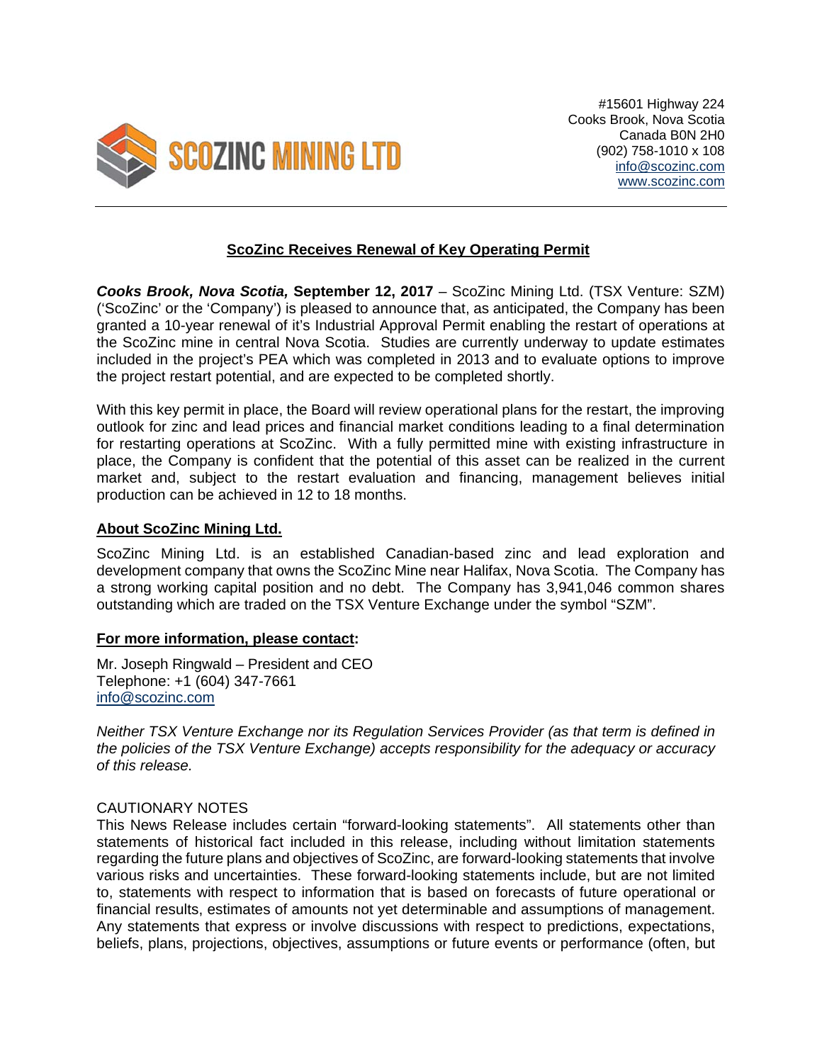**SCOZINC MINING LTD**

#15601 Highway 224
Cooks Brook, Nova Scotia
Canada B0N 2H0
(902) 758-1010 x 108
info@scozinc.com
www.scozinc.com

# ScoZinc Receives Renewal of Key Operating Permit

***Cooks Brook, Nova Scotia,* September 12, 2017** – ScoZinc Mining Ltd. (TSX Venture: SZM) ('ScoZinc' or the 'Company') is pleased to announce that, as anticipated, the Company has been granted a 10-year renewal of it's Industrial Approval Permit enabling the restart of operations at the ScoZinc mine in central Nova Scotia. Studies are currently underway to update estimates included in the project's PEA which was completed in 2013 and to evaluate options to improve the project restart potential, and are expected to be completed shortly.

With this key permit in place, the Board will review operational plans for the restart, the improving outlook for zinc and lead prices and financial market conditions leading to a final determination for restarting operations at ScoZinc. With a fully permitted mine with existing infrastructure in place, the Company is confident that the potential of this asset can be realized in the current market and, subject to the restart evaluation and financing, management believes initial production can be achieved in 12 to 18 months.

## About ScoZinc Mining Ltd.

ScoZinc Mining Ltd. is an established Canadian-based zinc and lead exploration and development company that owns the ScoZinc Mine near Halifax, Nova Scotia. The Company has a strong working capital position and no debt. The Company has 3,941,046 common shares outstanding which are traded on the TSX Venture Exchange under the symbol "SZM".

## For more information, please contact:

Mr. Joseph Ringwald – President and CEO
Telephone: +1 (604) 347-7661
info@scozinc.com

*Neither TSX Venture Exchange nor its Regulation Services Provider (as that term is defined in the policies of the TSX Venture Exchange) accepts responsibility for the adequacy or accuracy of this release.*

CAUTIONARY NOTES

This News Release includes certain "forward-looking statements". All statements other than statements of historical fact included in this release, including without limitation statements regarding the future plans and objectives of ScoZinc, are forward-looking statements that involve various risks and uncertainties. These forward-looking statements include, but are not limited to, statements with respect to information that is based on forecasts of future operational or financial results, estimates of amounts not yet determinable and assumptions of management. Any statements that express or involve discussions with respect to predictions, expectations, beliefs, plans, projections, objectives, assumptions or future events or performance (often, but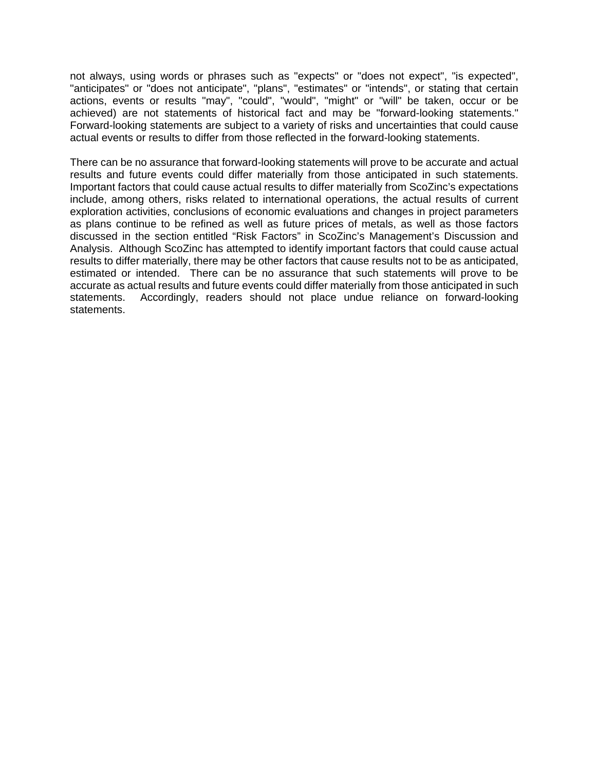not always, using words or phrases such as "expects" or "does not expect", "is expected", "anticipates" or "does not anticipate", "plans", "estimates" or "intends", or stating that certain actions, events or results "may", "could", "would", "might" or "will" be taken, occur or be achieved) are not statements of historical fact and may be "forward-looking statements." Forward-looking statements are subject to a variety of risks and uncertainties that could cause actual events or results to differ from those reflected in the forward-looking statements.

There can be no assurance that forward-looking statements will prove to be accurate and actual results and future events could differ materially from those anticipated in such statements. Important factors that could cause actual results to differ materially from ScoZinc's expectations include, among others, risks related to international operations, the actual results of current exploration activities, conclusions of economic evaluations and changes in project parameters as plans continue to be refined as well as future prices of metals, as well as those factors discussed in the section entitled "Risk Factors" in ScoZinc's Management's Discussion and Analysis. Although ScoZinc has attempted to identify important factors that could cause actual results to differ materially, there may be other factors that cause results not to be as anticipated, estimated or intended. There can be no assurance that such statements will prove to be accurate as actual results and future events could differ materially from those anticipated in such statements. Accordingly, readers should not place undue reliance on forward-looking statements.